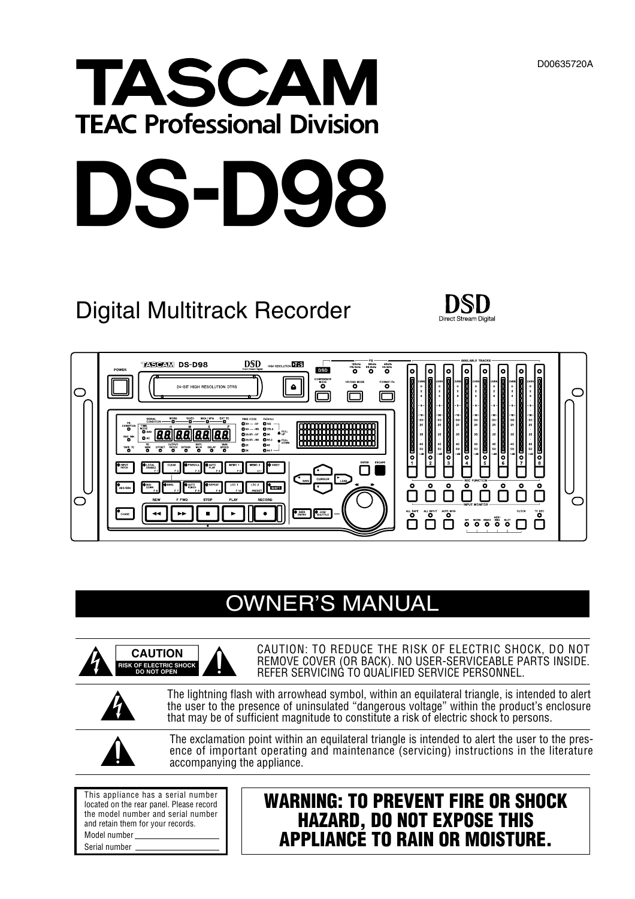D00635720A

# TASCAM

**TEAC Professional Division**

# DS-D98

## Digital Multitrack Recorder

## OWNER'S MANUAL

CAUTION: TO REDUCE THE RISK OF ELECTRIC SHOCK, DO NOT REMOVE COVER (OR BACK). NO USER-SERVICEABLE PARTS INSIDE. REFER SERVICING TO QUALIFIED SERVICE PERSONNEL.

The lightning flash with arrowhead symbol, within an equilateral triangle, is intended to alert the user to the presence of uninsulated "dangerous voltage" within the product's enclosure that may be of sufficient magnitude to constitute a risk of electric shock to persons.

The exclamation point within an equilateral triangle is intended to alert the user to the presence of important operating and maintenance (servicing) instructions in the literature accompanying the appliance.

This appliance has a serial number located on the rear panel. Please record the model number and serial number and retain them for your records.

Model number ____________

Serial number ____________

**WARNING: TO PREVENT FIRE OR SHOCK HAZARD, DO NOT EXPOSE THIS APPLIANCE TO RAIN OR MOISTURE.**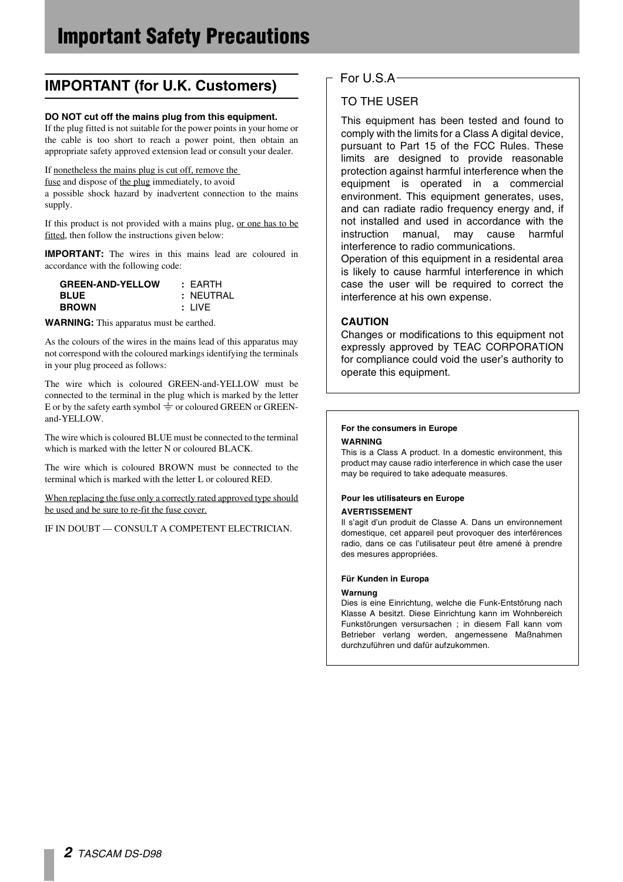# Important Safety Precautions

## IMPORTANT (for U.K. Customers)

**DO NOT cut off the mains plug from this equipment.**
If the plug fitted is not suitable for the power points in your home or the cable is too short to reach a power point, then obtain an appropriate safety approved extension lead or consult your dealer.

If nonetheless the mains plug is cut off, remove the fuse and dispose of the plug immediately, to avoid a possible shock hazard by inadvertent connection to the mains supply.

If this product is not provided with a mains plug, or one has to be fitted, then follow the instructions given below:

**IMPORTANT:** The wires in this mains lead are coloured in accordance with the following code:

| | |
|---|---|
| **GREEN-AND-YELLOW** | **:** EARTH |
| **BLUE** | **:** NEUTRAL |
| **BROWN** | **:** LIVE |

**WARNING:** This apparatus must be earthed.

As the colours of the wires in the mains lead of this apparatus may not correspond with the coloured markings identifying the terminals in your plug proceed as follows:

The wire which is coloured GREEN-and-YELLOW must be connected to the terminal in the plug which is marked by the letter E or by the safety earth symbol ⏚ or coloured GREEN or GREEN-and-YELLOW.

The wire which is coloured BLUE must be connected to the terminal which is marked with the letter N or coloured BLACK.

The wire which is coloured BROWN must be connected to the terminal which is marked with the letter L or coloured RED.

When replacing the fuse only a correctly rated approved type should be used and be sure to re-fit the fuse cover.

IF IN DOUBT — CONSULT A COMPETENT ELECTRICIAN.

### For U.S.A

TO THE USER

This equipment has been tested and found to comply with the limits for a Class A digital device, pursuant to Part 15 of the FCC Rules. These limits are designed to provide reasonable protection against harmful interference when the equipment is operated in a commercial environment. This equipment generates, uses, and can radiate radio frequency energy and, if not installed and used in accordance with the instruction manual, may cause harmful interference to radio communications.
Operation of this equipment in a residental area is likely to cause harmful interference in which case the user will be required to correct the interference at his own expense.

**CAUTION**
Changes or modifications to this equipment not expressly approved by TEAC CORPORATION for compliance could void the user’s authority to operate this equipment.

**For the consumers in Europe**

**WARNING**
This is a Class A product. In a domestic environment, this product may cause radio interference in which case the user may be required to take adequate measures.

**Pour les utilisateurs en Europe**

**AVERTISSEMENT**
Il s’agit d’un produit de Classe A. Dans un environnement domestique, cet appareil peut provoquer des interférences radio, dans ce cas l’utilisateur peut être amené à prendre des mesures appropriées.

**Für Kunden in Europa**

**Warnung**
Dies is eine Einrichtung, welche die Funk-Entstörung nach Klasse A besitzt. Diese Einrichtung kann im Wohnbereich Funkstörungen versursachen ; in diesem Fall kann vom Betrieber verlang werden, angemessene Maßnahmen durchzuführen und dafür aufzukommen.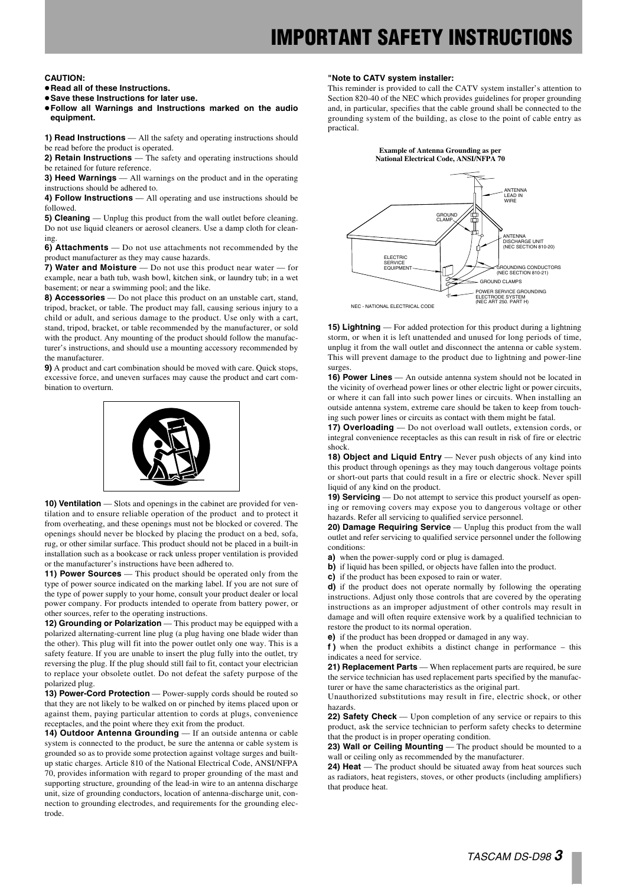# IMPORTANT SAFETY INSTRUCTIONS

**CAUTION:**

- **Read all of these Instructions.**
- **Save these Instructions for later use.**
- **Follow all Warnings and Instructions marked on the audio equipment.**

**1) Read Instructions** — All the safety and operating instructions should be read before the product is operated.

**2) Retain Instructions** — The safety and operating instructions should be retained for future reference.

**3) Heed Warnings** — All warnings on the product and in the operating instructions should be adhered to.

**4) Follow Instructions** — All operating and use instructions should be followed.

**5) Cleaning** — Unplug this product from the wall outlet before cleaning. Do not use liquid cleaners or aerosol cleaners. Use a damp cloth for cleaning.

**6) Attachments** — Do not use attachments not recommended by the product manufacturer as they may cause hazards.

**7) Water and Moisture** — Do not use this product near water — for example, near a bath tub, wash bowl, kitchen sink, or laundry tub; in a wet basement; or near a swimming pool; and the like.

**8) Accessories** — Do not place this product on an unstable cart, stand, tripod, bracket, or table. The product may fall, causing serious injury to a child or adult, and serious damage to the product. Use only with a cart, stand, tripod, bracket, or table recommended by the manufacturer, or sold with the product. Any mounting of the product should follow the manufacturer's instructions, and should use a mounting accessory recommended by the manufacturer.

**9)** A product and cart combination should be moved with care. Quick stops, excessive force, and uneven surfaces may cause the product and cart combination to overturn.

**10) Ventilation** — Slots and openings in the cabinet are provided for ventilation and to ensure reliable operation of the product and to protect it from overheating, and these openings must not be blocked or covered. The openings should never be blocked by placing the product on a bed, sofa, rug, or other similar surface. This product should not be placed in a built-in installation such as a bookcase or rack unless proper ventilation is provided or the manufacturer's instructions have been adhered to.

**11) Power Sources** — This product should be operated only from the type of power source indicated on the marking label. If you are not sure of the type of power supply to your home, consult your product dealer or local power company. For products intended to operate from battery power, or other sources, refer to the operating instructions.

**12) Grounding or Polarization** — This product may be equipped with a polarized alternating-current line plug (a plug having one blade wider than the other). This plug will fit into the power outlet only one way. This is a safety feature. If you are unable to insert the plug fully into the outlet, try reversing the plug. If the plug should still fail to fit, contact your electrician to replace your obsolete outlet. Do not defeat the safety purpose of the polarized plug.

**13) Power-Cord Protection** — Power-supply cords should be routed so that they are not likely to be walked on or pinched by items placed upon or against them, paying particular attention to cords at plugs, convenience receptacles, and the point where they exit from the product.

**14) Outdoor Antenna Grounding** — If an outside antenna or cable system is connected to the product, be sure the antenna or cable system is grounded so as to provide some protection against voltage surges and built-up static charges. Article 810 of the National Electrical Code, ANSI/NFPA 70, provides information with regard to proper grounding of the mast and supporting structure, grounding of the lead-in wire to an antenna discharge unit, size of grounding conductors, location of antenna-discharge unit, connection to grounding electrodes, and requirements for the grounding electrode.

**"Note to CATV system installer:**

This reminder is provided to call the CATV system installer's attention to Section 820-40 of the NEC which provides guidelines for proper grounding and, in particular, specifies that the cable ground shall be connected to the grounding system of the building, as close to the point of cable entry as practical.

**Example of Antenna Grounding as per National Electrical Code, ANSI/NFPA 70**

ANTENNA LEAD IN WIRE
GROUND CLAMP
ANTENNA DISCHARGE UNIT (NEC SECTION 810-20)
ELECTRIC SERVICE EQUIPMENT
GROUNDING CONDUCTORS (NEC SECTION 810-21)
GROUND CLAMPS
POWER SERVICE GROUNDING ELECTRODE SYSTEM (NEC ART 250. PART H)
NEC - NATIONAL ELECTRICAL CODE

**15) Lightning** — For added protection for this product during a lightning storm, or when it is left unattended and unused for long periods of time, unplug it from the wall outlet and disconnect the antenna or cable system. This will prevent damage to the product due to lightning and power-line surges.

**16) Power Lines** — An outside antenna system should not be located in the vicinity of overhead power lines or other electric light or power circuits, or where it can fall into such power lines or circuits. When installing an outside antenna system, extreme care should be taken to keep from touching such power lines or circuits as contact with them might be fatal.

**17) Overloading** — Do not overload wall outlets, extension cords, or integral convenience receptacles as this can result in risk of fire or electric shock.

**18) Object and Liquid Entry** — Never push objects of any kind into this product through openings as they may touch dangerous voltage points or short-out parts that could result in a fire or electric shock. Never spill liquid of any kind on the product.

**19) Servicing** — Do not attempt to service this product yourself as opening or removing covers may expose you to dangerous voltage or other hazards. Refer all servicing to qualified service personnel.

**20) Damage Requiring Service** — Unplug this product from the wall outlet and refer servicing to qualified service personnel under the following conditions:

**a)** when the power-supply cord or plug is damaged.

**b)** if liquid has been spilled, or objects have fallen into the product.

**c)** if the product has been exposed to rain or water.

**d)** if the product does not operate normally by following the operating instructions. Adjust only those controls that are covered by the operating instructions as an improper adjustment of other controls may result in damage and will often require extensive work by a qualified technician to restore the product to its normal operation.

**e)** if the product has been dropped or damaged in any way.

**f )** when the product exhibits a distinct change in performance – this indicates a need for service.

**21) Replacement Parts** — When replacement parts are required, be sure the service technician has used replacement parts specified by the manufacturer or have the same characteristics as the original part.

Unauthorized substitutions may result in fire, electric shock, or other hazards.

**22) Safety Check** — Upon completion of any service or repairs to this product, ask the service technician to perform safety checks to determine that the product is in proper operating condition.

**23) Wall or Ceiling Mounting** — The product should be mounted to a wall or ceiling only as recommended by the manufacturer.

**24) Heat** — The product should be situated away from heat sources such as radiators, heat registers, stoves, or other products (including amplifiers) that produce heat.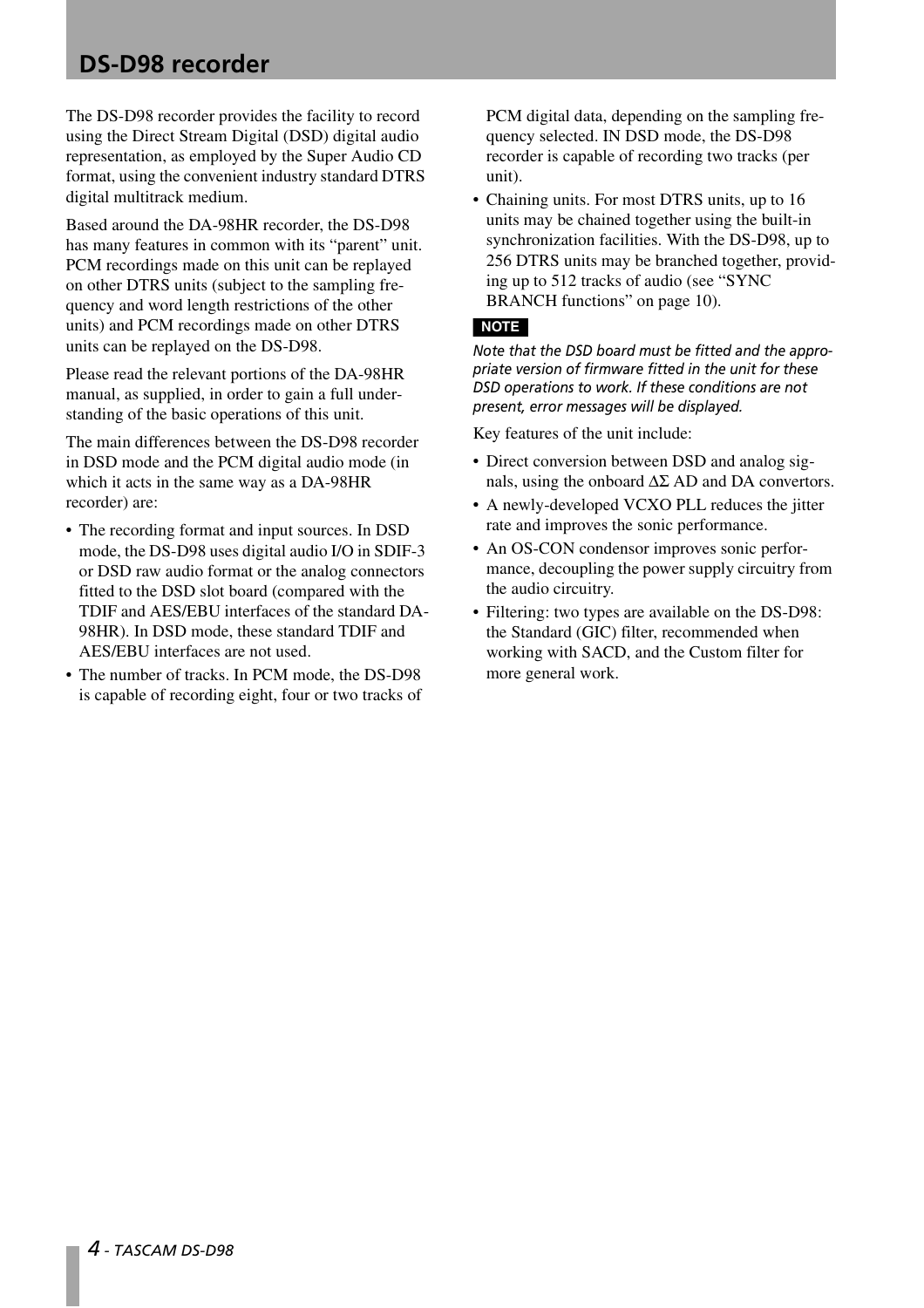# DS-D98 recorder

The DS-D98 recorder provides the facility to record using the Direct Stream Digital (DSD) digital audio representation, as employed by the Super Audio CD format, using the convenient industry standard DTRS digital multitrack medium.

Based around the DA-98HR recorder, the DS-D98 has many features in common with its "parent" unit. PCM recordings made on this unit can be replayed on other DTRS units (subject to the sampling frequency and word length restrictions of the other units) and PCM recordings made on other DTRS units can be replayed on the DS-D98.

Please read the relevant portions of the DA-98HR manual, as supplied, in order to gain a full understanding of the basic operations of this unit.

The main differences between the DS-D98 recorder in DSD mode and the PCM digital audio mode (in which it acts in the same way as a DA-98HR recorder) are:

- The recording format and input sources. In DSD mode, the DS-D98 uses digital audio I/O in SDIF-3 or DSD raw audio format or the analog connectors fitted to the DSD slot board (compared with the TDIF and AES/EBU interfaces of the standard DA-98HR). In DSD mode, these standard TDIF and AES/EBU interfaces are not used.
- The number of tracks. In PCM mode, the DS-D98 is capable of recording eight, four or two tracks of PCM digital data, depending on the sampling frequency selected. IN DSD mode, the DS-D98 recorder is capable of recording two tracks (per unit).
- Chaining units. For most DTRS units, up to 16 units may be chained together using the built-in synchronization facilities. With the DS-D98, up to 256 DTRS units may be branched together, providing up to 512 tracks of audio (see "SYNC BRANCH functions" on page 10).

**NOTE**

*Note that the DSD board must be fitted and the appropriate version of firmware fitted in the unit for these DSD operations to work. If these conditions are not present, error messages will be displayed.*

Key features of the unit include:

- Direct conversion between DSD and analog signals, using the onboard ΔΣ AD and DA convertors.
- A newly-developed VCXO PLL reduces the jitter rate and improves the sonic performance.
- An OS-CON condensor improves sonic performance, decoupling the power supply circuitry from the audio circuitry.
- Filtering: two types are available on the DS-D98: the Standard (GIC) filter, recommended when working with SACD, and the Custom filter for more general work.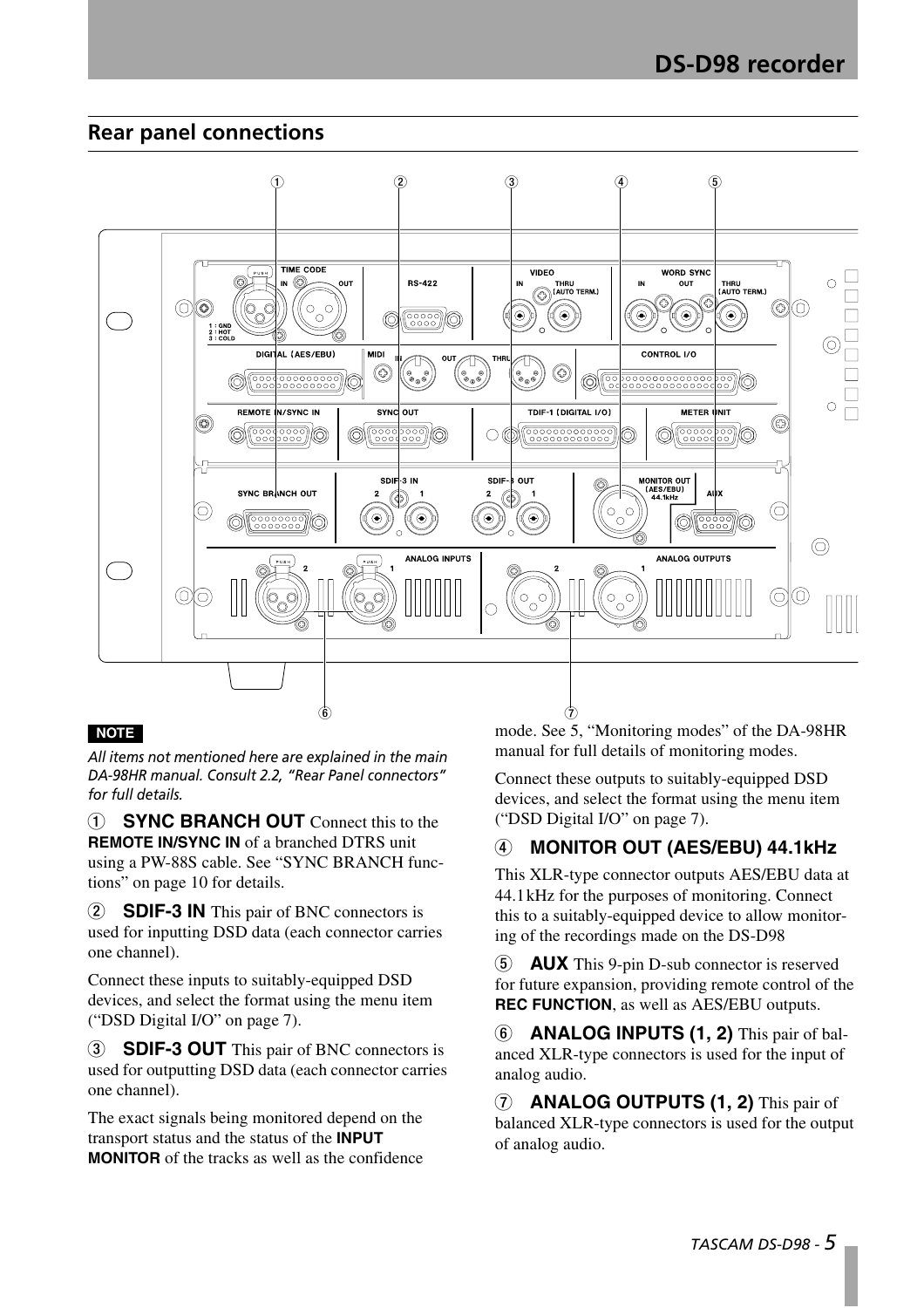## Rear panel connections

**NOTE**

*All items not mentioned here are explained in the main DA-98HR manual. Consult 2.2, "Rear Panel connectors" for full details.*

1 **SYNC BRANCH OUT** Connect this to the **REMOTE IN/SYNC IN** of a branched DTRS unit using a PW-88S cable. See "SYNC BRANCH functions" on page 10 for details.

2 **SDIF-3 IN** This pair of BNC connectors is used for inputting DSD data (each connector carries one channel).

Connect these inputs to suitably-equipped DSD devices, and select the format using the menu item ("DSD Digital I/O" on page 7).

3 **SDIF-3 OUT** This pair of BNC connectors is used for outputting DSD data (each connector carries one channel).

The exact signals being monitored depend on the transport status and the status of the **INPUT MONITOR** of the tracks as well as the confidence mode. See 5, "Monitoring modes" of the DA-98HR manual for full details of monitoring modes.

Connect these outputs to suitably-equipped DSD devices, and select the format using the menu item ("DSD Digital I/O" on page 7).

4 **MONITOR OUT (AES/EBU) 44.1kHz**

This XLR-type connector outputs AES/EBU data at 44.1kHz for the purposes of monitoring. Connect this to a suitably-equipped device to allow monitoring of the recordings made on the DS-D98

5 **AUX** This 9-pin D-sub connector is reserved for future expansion, providing remote control of the **REC FUNCTION**, as well as AES/EBU outputs.

6 **ANALOG INPUTS (1, 2)** This pair of balanced XLR-type connectors is used for the input of analog audio.

7 **ANALOG OUTPUTS (1, 2)** This pair of balanced XLR-type connectors is used for the output of analog audio.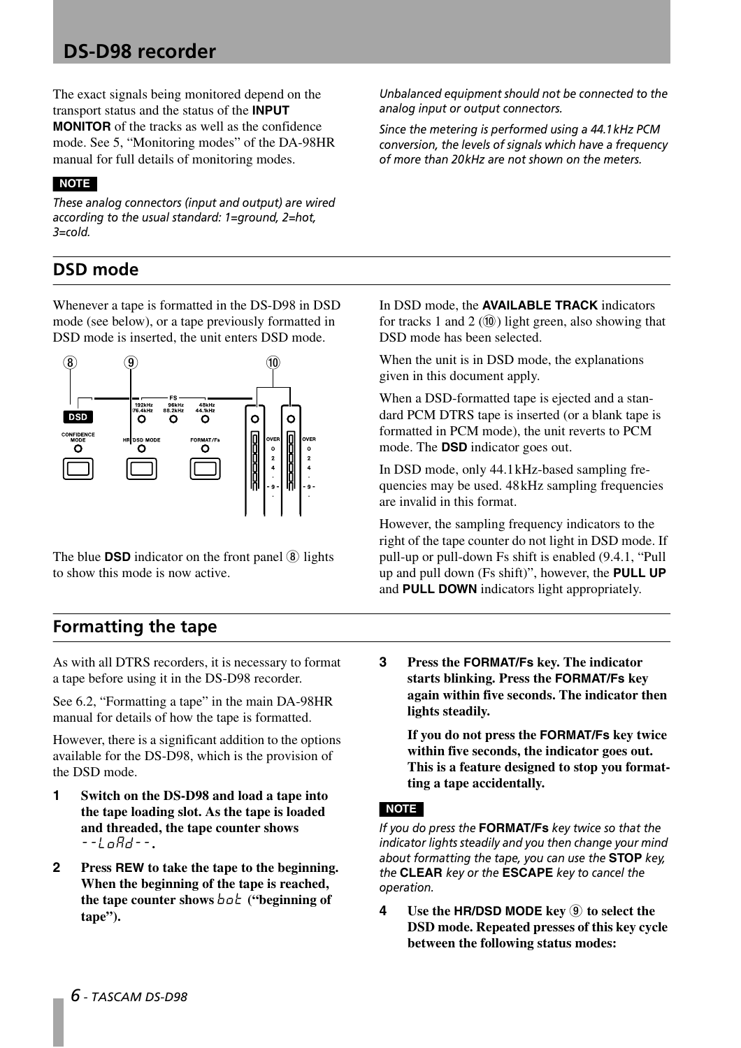The exact signals being monitored depend on the transport status and the status of the **INPUT MONITOR** of the tracks as well as the confidence mode. See 5, "Monitoring modes" of the DA-98HR manual for full details of monitoring modes.

**NOTE**

*These analog connectors (input and output) are wired according to the usual standard: 1=ground, 2=hot, 3=cold.*

*Unbalanced equipment should not be connected to the analog input or output connectors.*

*Since the metering is performed using a 44.1 kHz PCM conversion, the levels of signals which have a frequency of more than 20 kHz are not shown on the meters.*

## DSD mode

Whenever a tape is formatted in the DS-D98 in DSD mode (see below), or a tape previously formatted in DSD mode is inserted, the unit enters DSD mode.

The blue **DSD** indicator on the front panel ⑧ lights to show this mode is now active.

In DSD mode, the **AVAILABLE TRACK** indicators for tracks 1 and 2 (⑩) light green, also showing that DSD mode has been selected.

When the unit is in DSD mode, the explanations given in this document apply.

When a DSD-formatted tape is ejected and a standard PCM DTRS tape is inserted (or a blank tape is formatted in PCM mode), the unit reverts to PCM mode. The **DSD** indicator goes out.

In DSD mode, only 44.1 kHz-based sampling frequencies may be used. 48 kHz sampling frequencies are invalid in this format.

However, the sampling frequency indicators to the right of the tape counter do not light in DSD mode. If pull-up or pull-down Fs shift is enabled (9.4.1, "Pull up and pull down (Fs shift)", however, the **PULL UP** and **PULL DOWN** indicators light appropriately.

## Formatting the tape

As with all DTRS recorders, it is necessary to format a tape before using it in the DS-D98 recorder.

See 6.2, "Formatting a tape" in the main DA-98HR manual for details of how the tape is formatted.

However, there is a significant addition to the options available for the DS-D98, which is the provision of the DSD mode.

1. **Switch on the DS-D98 and load a tape into the tape loading slot. As the tape is loaded and threaded, the tape counter shows `--LoAd--`.**

2. **Press REW to take the tape to the beginning. When the beginning of the tape is reached, the tape counter shows `bot` ("beginning of tape").**

3. **Press the FORMAT/Fs key. The indicator starts blinking. Press the FORMAT/Fs key again within five seconds. The indicator then lights steadily.**

   **If you do not press the FORMAT/Fs key twice within five seconds, the indicator goes out. This is a feature designed to stop you formatting a tape accidentally.**

**NOTE**

*If you do press the* **FORMAT/Fs** *key twice so that the indicator lights steadily and you then change your mind about formatting the tape, you can use the* **STOP** *key, the* **CLEAR** *key or the* **ESCAPE** *key to cancel the operation.*

4. **Use the HR/DSD MODE key ⑨ to select the DSD mode. Repeated presses of this key cycle between the following status modes:**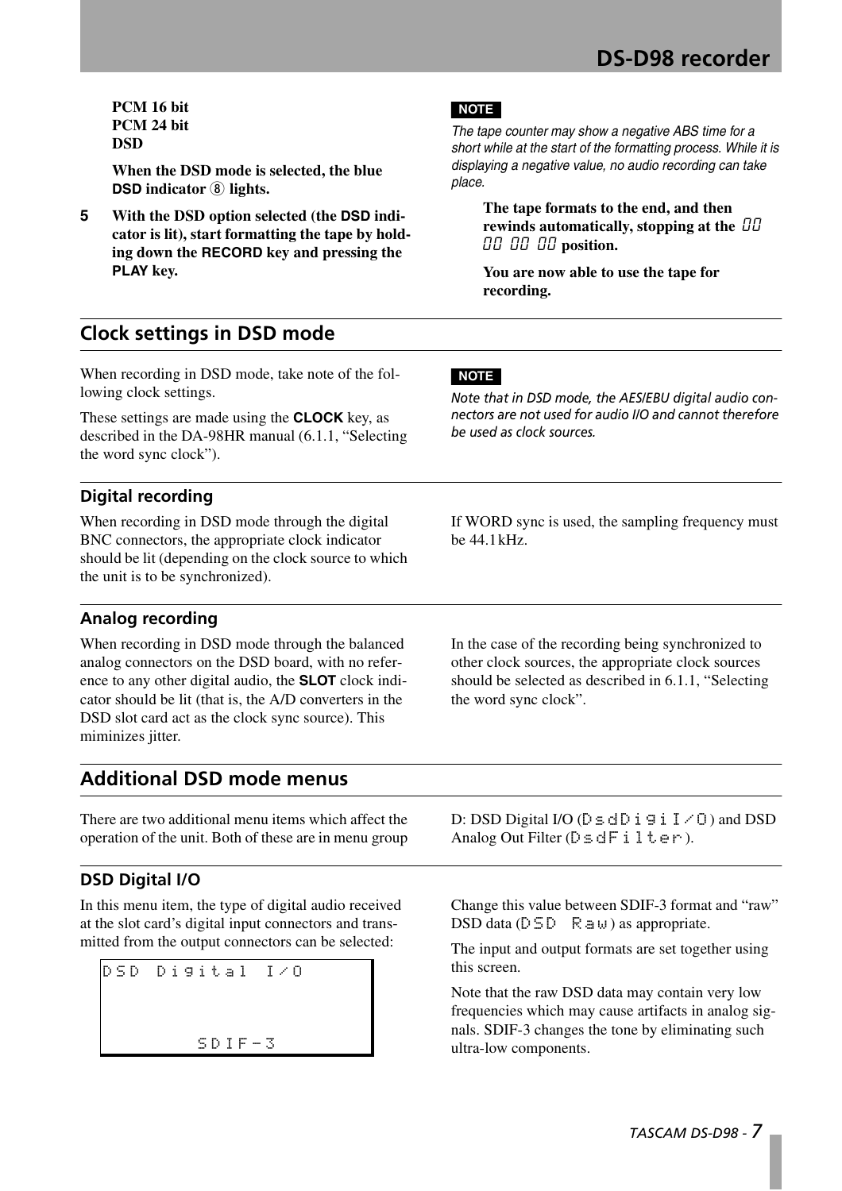**PCM 16 bit**
**PCM 24 bit**
**DSD**

**When the DSD mode is selected, the blue DSD indicator ⑧ lights.**

**5 With the DSD option selected (the DSD indicator is lit), start formatting the tape by holding down the RECORD key and pressing the PLAY key.**

**NOTE**

*The tape counter may show a negative ABS time for a short while at the start of the formatting process. While it is displaying a negative value, no audio recording can take place.*

**The tape formats to the end, and then rewinds automatically, stopping at the 00 00 00 00 position.**

**You are now able to use the tape for recording.**

## Clock settings in DSD mode

When recording in DSD mode, take note of the following clock settings.

These settings are made using the **CLOCK** key, as described in the DA-98HR manual (6.1.1, "Selecting the word sync clock").

**NOTE**

*Note that in DSD mode, the AES/EBU digital audio connectors are not used for audio I/O and cannot therefore be used as clock sources.*

### Digital recording

When recording in DSD mode through the digital BNC connectors, the appropriate clock indicator should be lit (depending on the clock source to which the unit is to be synchronized).

If WORD sync is used, the sampling frequency must be 44.1kHz.

### Analog recording

When recording in DSD mode through the balanced analog connectors on the DSD board, with no reference to any other digital audio, the **SLOT** clock indicator should be lit (that is, the A/D converters in the DSD slot card act as the clock sync source). This miminizes jitter.

In the case of the recording being synchronized to other clock sources, the appropriate clock sources should be selected as described in 6.1.1, "Selecting the word sync clock".

## Additional DSD mode menus

There are two additional menu items which affect the operation of the unit. Both of these are in menu group D: DSD Digital I/O (DsdDigiI/O) and DSD Analog Out Filter (DsdFilter).

### DSD Digital I/O

In this menu item, the type of digital audio received at the slot card's digital input connectors and transmitted from the output connectors can be selected:

```
DSD Digital I/O

        SDIF-3
```

Change this value between SDIF-3 format and "raw" DSD data (DSD Raw) as appropriate.

The input and output formats are set together using this screen.

Note that the raw DSD data may contain very low frequencies which may cause artifacts in analog signals. SDIF-3 changes the tone by eliminating such ultra-low components.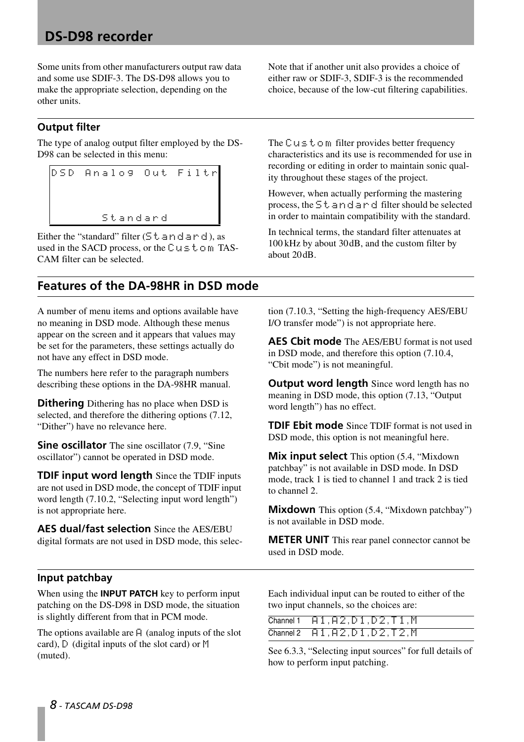Some units from other manufacturers output raw data and some use SDIF-3. The DS-D98 allows you to make the appropriate selection, depending on the other units.

Note that if another unit also provides a choice of either raw or SDIF-3, SDIF-3 is the recommended choice, because of the low-cut filtering capabilities.

### Output filter

The type of analog output filter employed by the DS-D98 can be selected in this menu:

```
DSD Analog Out Filtr


       Standard
```

Either the "standard" filter (`Standard`), as used in the SACD process, or the `Custom` TASCAM filter can be selected.

The `Custom` filter provides better frequency characteristics and its use is recommended for use in recording or editing in order to maintain sonic quality throughout these stages of the project.

However, when actually performing the mastering process, the `Standard` filter should be selected in order to maintain compatibility with the standard.

In technical terms, the standard filter attenuates at 100 kHz by about 30 dB, and the custom filter by about 20 dB.

## Features of the DA-98HR in DSD mode

A number of menu items and options available have no meaning in DSD mode. Although these menus appear on the screen and it appears that values may be set for the parameters, these settings actually do not have any effect in DSD mode.

The numbers here refer to the paragraph numbers describing these options in the DA-98HR manual.

**Dithering** Dithering has no place when DSD is selected, and therefore the dithering options (7.12, "Dither") have no relevance here.

**Sine oscillator** The sine oscillator (7.9, "Sine oscillator") cannot be operated in DSD mode.

**TDIF input word length** Since the TDIF inputs are not used in DSD mode, the concept of TDIF input word length (7.10.2, "Selecting input word length") is not appropriate here.

**AES dual/fast selection** Since the AES/EBU digital formats are not used in DSD mode, this selection (7.10.3, "Setting the high-frequency AES/EBU I/O transfer mode") is not appropriate here.

**AES Cbit mode** The AES/EBU format is not used in DSD mode, and therefore this option (7.10.4, "Cbit mode") is not meaningful.

**Output word length** Since word length has no meaning in DSD mode, this option (7.13, "Output word length") has no effect.

**TDIF Ebit mode** Since TDIF format is not used in DSD mode, this option is not meaningful here.

**Mix input select** This option (5.4, "Mixdown patchbay" is not available in DSD mode. In DSD mode, track 1 is tied to channel 1 and track 2 is tied to channel 2.

**Mixdown** This option (5.4, "Mixdown patchbay") is not available in DSD mode.

**METER UNIT** This rear panel connector cannot be used in DSD mode.

### Input patchbay

When using the **INPUT PATCH** key to perform input patching on the DS-D98 in DSD mode, the situation is slightly different from that in PCM mode.

The options available are `A` (analog inputs of the slot card), `D` (digital inputs of the slot card) or `M` (muted).

Each individual input can be routed to either of the two input channels, so the choices are:

| | |
|---|---|
| Channel 1 | `A1,A2,D1,D2,T1,M` |
| Channel 2 | `A1,A2,D1,D2,T2,M` |

See 6.3.3, "Selecting input sources" for full details of how to perform input patching.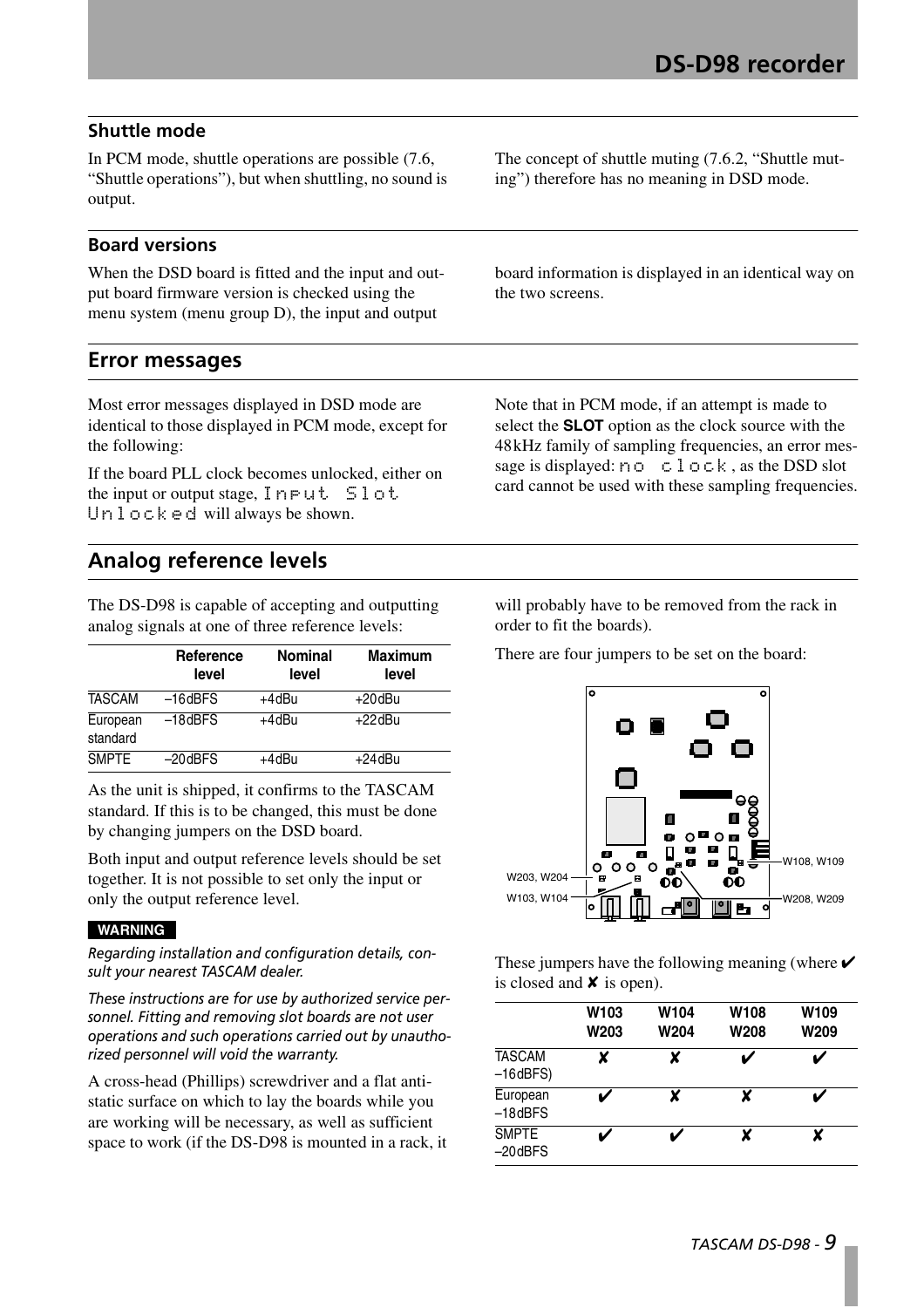### Shuttle mode

In PCM mode, shuttle operations are possible (7.6, “Shuttle operations”), but when shuttling, no sound is output.

The concept of shuttle muting (7.6.2, “Shuttle muting”) therefore has no meaning in DSD mode.

### Board versions

When the DSD board is fitted and the input and output board firmware version is checked using the menu system (menu group D), the input and output board information is displayed in an identical way on the two screens.

## Error messages

Most error messages displayed in DSD mode are identical to those displayed in PCM mode, except for the following:

If the board PLL clock becomes unlocked, either on the input or output stage, `Input Slot Unlocked` will always be shown.

Note that in PCM mode, if an attempt is made to select the **SLOT** option as the clock source with the 48kHz family of sampling frequencies, an error message is displayed: `no clock`, as the DSD slot card cannot be used with these sampling frequencies.

## Analog reference levels

The DS-D98 is capable of accepting and outputting analog signals at one of three reference levels:

| | Reference level | Nominal level | Maximum level |
|---|---|---|---|
| TASCAM | –16dBFS | +4dBu | +20dBu |
| European standard | –18dBFS | +4dBu | +22dBu |
| SMPTE | –20dBFS | +4dBu | +24dBu |

As the unit is shipped, it confirms to the TASCAM standard. If this is to be changed, this must be done by changing jumpers on the DSD board.

Both input and output reference levels should be set together. It is not possible to set only the input or only the output reference level.

**WARNING**

*Regarding installation and configuration details, consult your nearest TASCAM dealer.*

*These instructions are for use by authorized service personnel. Fitting and removing slot boards are not user operations and such operations carried out by unauthorized personnel will void the warranty.*

A cross-head (Phillips) screwdriver and a flat anti-static surface on which to lay the boards while you are working will be necessary, as well as sufficient space to work (if the DS-D98 is mounted in a rack, it will probably have to be removed from the rack in order to fit the boards).

There are four jumpers to be set on the board:

W203, W204 — W103, W104 — W108, W109 — W208, W209

These jumpers have the following meaning (where ✔ is closed and ✘ is open).

| | W103 W203 | W104 W204 | W108 W208 | W109 W209 |
|---|---|---|---|---|
| TASCAM –16dBFS) | ✘ | ✘ | ✔ | ✔ |
| European –18dBFS | ✔ | ✘ | ✘ | ✔ |
| SMPTE –20dBFS | ✔ | ✔ | ✘ | ✘ |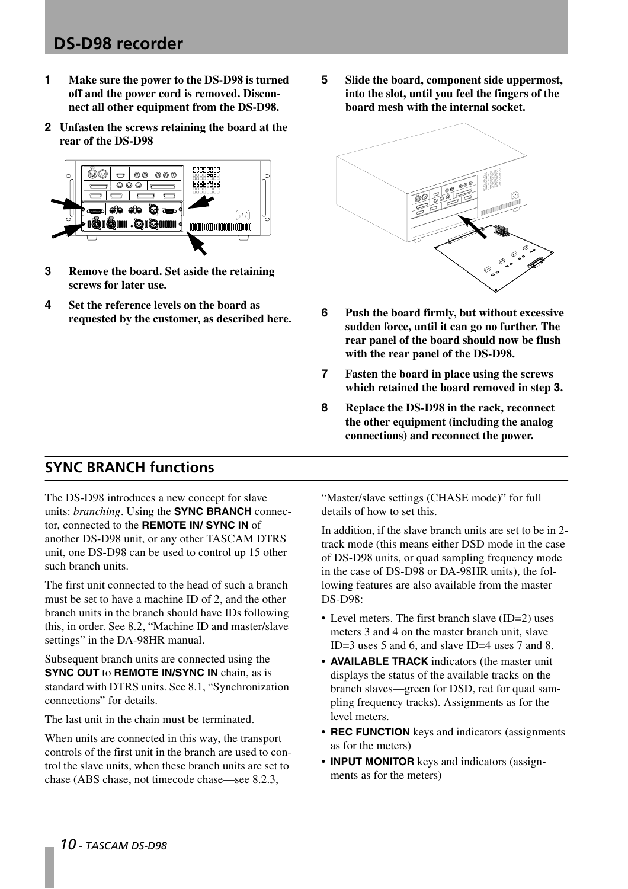# DS-D98 recorder

**1 Make sure the power to the DS-D98 is turned off and the power cord is removed. Disconnect all other equipment from the DS-D98.**

**2 Unfasten the screws retaining the board at the rear of the DS-D98**

**3 Remove the board. Set aside the retaining screws for later use.**

**4 Set the reference levels on the board as requested by the customer, as described here.**

**5 Slide the board, component side uppermost, into the slot, until you feel the fingers of the board mesh with the internal socket.**

**6 Push the board firmly, but without excessive sudden force, until it can go no further. The rear panel of the board should now be flush with the rear panel of the DS-D98.**

**7 Fasten the board in place using the screws which retained the board removed in step 3.**

**8 Replace the DS-D98 in the rack, reconnect the other equipment (including the analog connections) and reconnect the power.**

## SYNC BRANCH functions

The DS-D98 introduces a new concept for slave units: *branching*. Using the **SYNC BRANCH** connector, connected to the **REMOTE IN/ SYNC IN** of another DS-D98 unit, or any other TASCAM DTRS unit, one DS-D98 can be used to control up 15 other such branch units.

The first unit connected to the head of such a branch must be set to have a machine ID of 2, and the other branch units in the branch should have IDs following this, in order. See 8.2, "Machine ID and master/slave settings" in the DA-98HR manual.

Subsequent branch units are connected using the **SYNC OUT** to **REMOTE IN/SYNC IN** chain, as is standard with DTRS units. See 8.1, "Synchronization connections" for details.

The last unit in the chain must be terminated.

When units are connected in this way, the transport controls of the first unit in the branch are used to control the slave units, when these branch units are set to chase (ABS chase, not timecode chase—see 8.2.3, "Master/slave settings (CHASE mode)" for full details of how to set this.

In addition, if the slave branch units are set to be in 2-track mode (this means either DSD mode in the case of DS-D98 units, or quad sampling frequency mode in the case of DS-D98 or DA-98HR units), the following features are also available from the master DS-D98:

- Level meters. The first branch slave (ID=2) uses meters 3 and 4 on the master branch unit, slave ID=3 uses 5 and 6, and slave ID=4 uses 7 and 8.
- **AVAILABLE TRACK** indicators (the master unit displays the status of the available tracks on the branch slaves—green for DSD, red for quad sampling frequency tracks). Assignments as for the level meters.
- **REC FUNCTION** keys and indicators (assignments as for the meters)
- **INPUT MONITOR** keys and indicators (assignments as for the meters)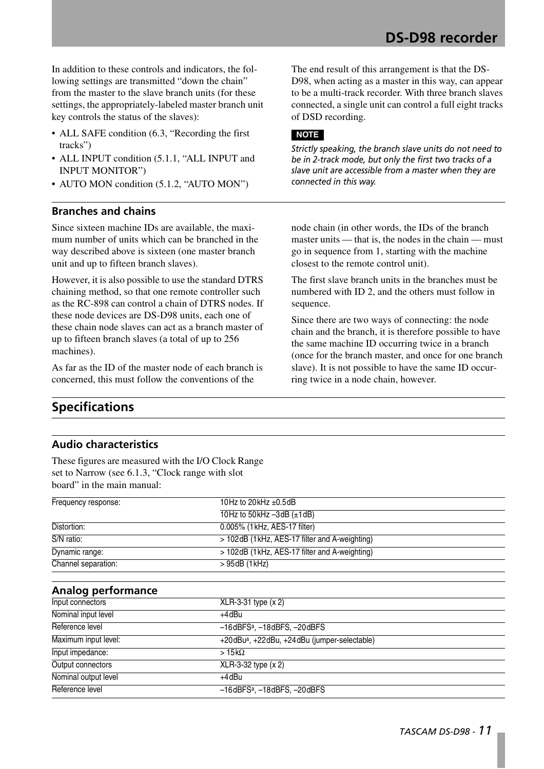In addition to these controls and indicators, the following settings are transmitted "down the chain" from the master to the slave branch units (for these settings, the appropriately-labeled master branch unit key controls the status of the slaves):

- ALL SAFE condition (6.3, "Recording the first tracks")
- ALL INPUT condition (5.1.1, "ALL INPUT and INPUT MONITOR")
- AUTO MON condition (5.1.2, "AUTO MON")

The end result of this arrangement is that the DS-D98, when acting as a master in this way, can appear to be a multi-track recorder. With three branch slaves connected, a single unit can control a full eight tracks of DSD recording.

**NOTE**

*Strictly speaking, the branch slave units do not need to be in 2-track mode, but only the first two tracks of a slave unit are accessible from a master when they are connected in this way.*

### Branches and chains

Since sixteen machine IDs are available, the maximum number of units which can be branched in the way described above is sixteen (one master branch unit and up to fifteen branch slaves).

However, it is also possible to use the standard DTRS chaining method, so that one remote controller such as the RC-898 can control a chain of DTRS nodes. If these node devices are DS-D98 units, each one of these chain node slaves can act as a branch master of up to fifteen branch slaves (a total of up to 256 machines).

As far as the ID of the master node of each branch is concerned, this must follow the conventions of the node chain (in other words, the IDs of the branch master units — that is, the nodes in the chain — must go in sequence from 1, starting with the machine closest to the remote control unit).

The first slave branch units in the branches must be numbered with ID 2, and the others must follow in sequence.

Since there are two ways of connecting: the node chain and the branch, it is therefore possible to have the same machine ID occurring twice in a branch (once for the branch master, and once for one branch slave). It is not possible to have the same ID occurring twice in a node chain, however.

## Specifications

### Audio characteristics

These figures are measured with the I/O Clock Range set to Narrow (see 6.1.3, "Clock range with slot board" in the main manual:

| | |
|---|---|
| Frequency response: | 10Hz to 20kHz ±0.5dB |
| | 10Hz to 50kHz –3dB (±1dB) |
| Distortion: | 0.005% (1kHz, AES-17 filter) |
| S/N ratio: | > 102dB (1kHz, AES-17 filter and A-weighting) |
| Dynamic range: | > 102dB (1kHz, AES-17 filter and A-weighting) |
| Channel separation: | > 95dB (1kHz) |

### Analog performance

| | |
|---|---|
| Input connectors | XLR-3-31 type (x 2) |
| Nominal input level | +4dBu |
| Reference level | –16dBFS[a], –18dBFS, –20dBFS |
| Maximum input level: | +20dBu[a], +22dBu, +24dBu (jumper-selectable) |
| Input impedance: | > 15kΩ |
| Output connectors | XLR-3-32 type (x 2) |
| Nominal output level | +4dBu |
| Reference level | –16dBFS[a], –18dBFS, –20dBFS |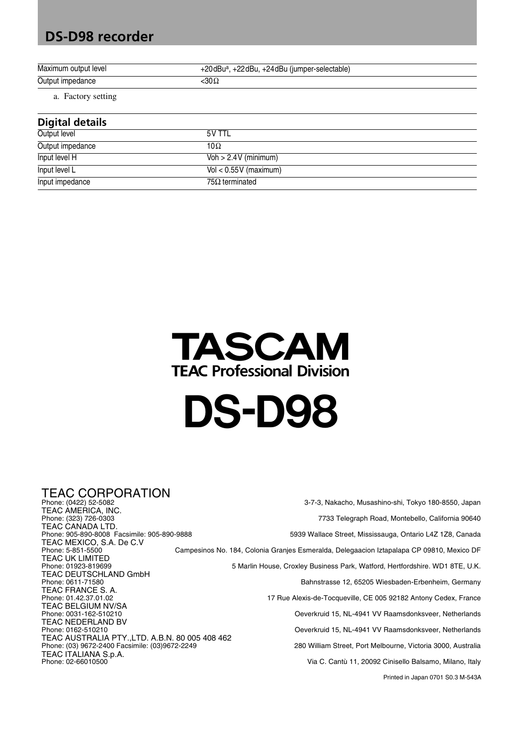| | |
|---|---|
| Maximum output level | +20dBu[a], +22dBu, +24dBu (jumper-selectable) |
| Output impedance | <30Ω |

a. Factory setting

### Digital details

| | |
|---|---|
| Output level | 5V TTL |
| Output impedance | 10Ω |
| Input level H | Voh > 2.4V (minimum) |
| Input level L | Vol < 0.55V (maximum) |
| Input impedance | 75Ω terminated |

# TASCAM

**TEAC Professional Division**

# DS-D98

TEAC CORPORATION
Phone: (0422) 52-5082 — 3-7-3, Nakacho, Musashino-shi, Tokyo 180-8550, Japan

TEAC AMERICA, INC.
Phone: (323) 726-0303 — 7733 Telegraph Road, Montebello, California 90640

TEAC CANADA LTD.
Phone: 905-890-8008 Facsimile: 905-890-9888 — 5939 Wallace Street, Mississauga, Ontario L4Z 1Z8, Canada

TEAC MEXICO, S.A. De C.V
Phone: 5-851-5500 — Campesinos No. 184, Colonia Granjes Esmeralda, Delegaacion Iztapalapa CP 09810, Mexico DF

TEAC UK LIMITED
Phone: 01923-819699 — 5 Marlin House, Croxley Business Park, Watford, Hertfordshire. WD1 8TE, U.K.

TEAC DEUTSCHLAND GmbH
Phone: 0611-71580 — Bahnstrasse 12, 65205 Wiesbaden-Erbenheim, Germany

TEAC FRANCE S. A.
Phone: 01.42.37.01.02 — 17 Rue Alexis-de-Tocqueville, CE 005 92182 Antony Cedex, France

TEAC BELGIUM NV/SA
Phone: 0031-162-510210 — Oeverkruid 15, NL-4941 VV Raamsdonksveer, Netherlands

TEAC NEDERLAND BV
Phone: 0162-510210 — Oeverkruid 15, NL-4941 VV Raamsdonksveer, Netherlands

TEAC AUSTRALIA PTY.,LTD. A.B.N. 80 005 408 462
Phone: (03) 9672-2400 Facsimile: (03)9672-2249 — 280 William Street, Port Melbourne, Victoria 3000, Australia

TEAC ITALIANA S.p.A.
Phone: 02-66010500 — Via C. Cantù 11, 20092 Cinisello Balsamo, Milano, Italy

Printed in Japan 0701 S0.3 M-543A